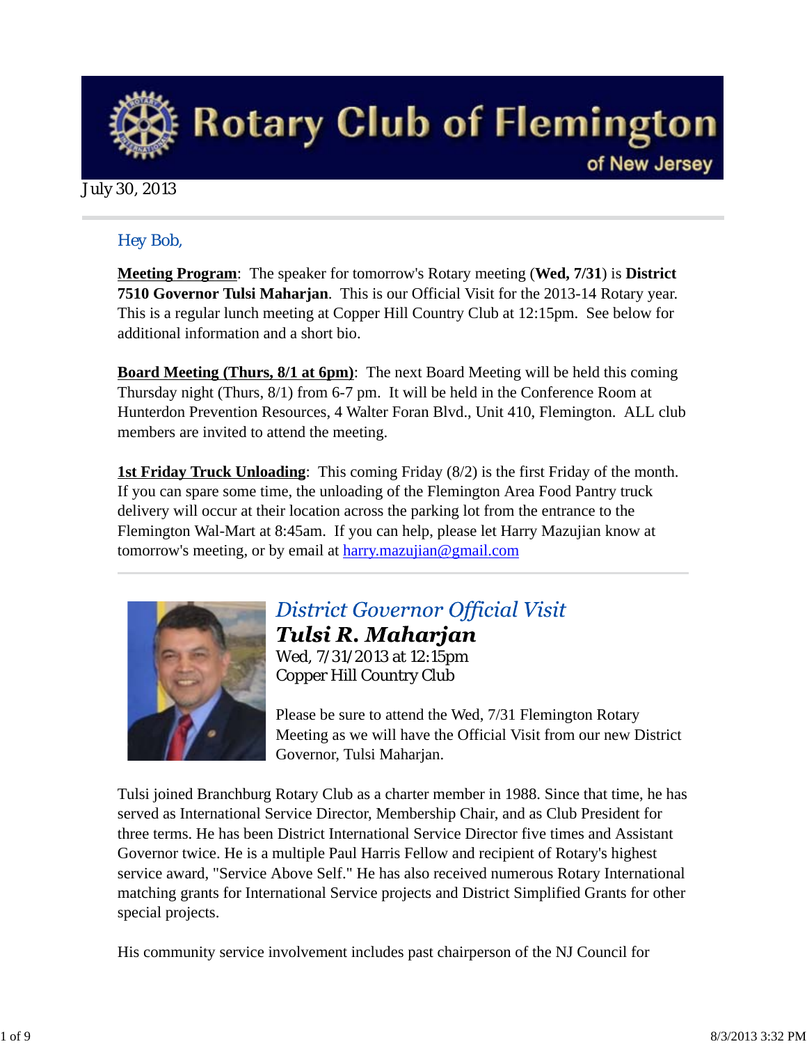# Rotary Club of Flemington of New Jersey

July 30, 2013

Hey Bob,

**Meeting Program**: The speaker for tomorrow's Rotary meeting (**Wed, 7/31**) is **District 7510 Governor Tulsi Maharjan**. This is our Official Visit for the 2013-14 Rotary year. This is a regular lunch meeting at Copper Hill Country Club at 12:15pm. See below for additional information and a short bio.

**Board Meeting (Thurs, 8/1 at 6pm)**: The next Board Meeting will be held this coming Thursday night (Thurs, 8/1) from 6-7 pm. It will be held in the Conference Room at Hunterdon Prevention Resources, 4 Walter Foran Blvd., Unit 410, Flemington. ALL club members are invited to attend the meeting.

**1st Friday Truck Unloading**: This coming Friday (8/2) is the first Friday of the month. If you can spare some time, the unloading of the Flemington Area Food Pantry truck delivery will occur at their location across the parking lot from the entrance to the Flemington Wal-Mart at 8:45am. If you can help, please let Harry Mazujian know at tomorrow's meeting, or by email at harry.mazujian@gmail.com

---

## *District Governor Official Visit*

### *Tulsi R. Maharjan*

Wed, 7/31/2013 at 12:15pm
Copper Hill Country Club

Please be sure to attend the Wed, 7/31 Flemington Rotary Meeting as we will have the Official Visit from our new District Governor, Tulsi Maharjan.

Tulsi joined Branchburg Rotary Club as a charter member in 1988. Since that time, he has served as International Service Director, Membership Chair, and as Club President for three terms. He has been District International Service Director five times and Assistant Governor twice. He is a multiple Paul Harris Fellow and recipient of Rotary's highest service award, "Service Above Self." He has also received numerous Rotary International matching grants for International Service projects and District Simplified Grants for other special projects.

His community service involvement includes past chairperson of the NJ Council for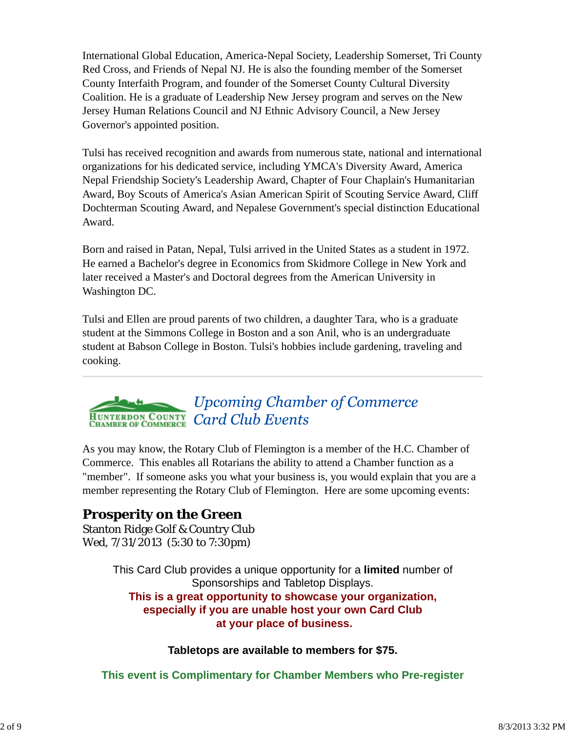International Global Education, America-Nepal Society, Leadership Somerset, Tri County Red Cross, and Friends of Nepal NJ. He is also the founding member of the Somerset County Interfaith Program, and founder of the Somerset County Cultural Diversity Coalition. He is a graduate of Leadership New Jersey program and serves on the New Jersey Human Relations Council and NJ Ethnic Advisory Council, a New Jersey Governor's appointed position.

Tulsi has received recognition and awards from numerous state, national and international organizations for his dedicated service, including YMCA's Diversity Award, America Nepal Friendship Society's Leadership Award, Chapter of Four Chaplain's Humanitarian Award, Boy Scouts of America's Asian American Spirit of Scouting Service Award, Cliff Dochterman Scouting Award, and Nepalese Government's special distinction Educational Award.

Born and raised in Patan, Nepal, Tulsi arrived in the United States as a student in 1972. He earned a Bachelor's degree in Economics from Skidmore College in New York and later received a Master's and Doctoral degrees from the American University in Washington DC.

Tulsi and Ellen are proud parents of two children, a daughter Tara, who is a graduate student at the Simmons College in Boston and a son Anil, who is an undergraduate student at Babson College in Boston. Tulsi's hobbies include gardening, traveling and cooking.

---

HUNTERDON COUNTY CHAMBER OF COMMERCE

## *Upcoming Chamber of Commerce Card Club Events*

As you may know, the Rotary Club of Flemington is a member of the H.C. Chamber of Commerce. This enables all Rotarians the ability to attend a Chamber function as a "member". If someone asks you what your business is, you would explain that you are a member representing the Rotary Club of Flemington. Here are some upcoming events:

### Prosperity on the Green

Stanton Ridge Golf & Country Club
Wed, 7/31/2013 (5:30 to 7:30pm)

This Card Club provides a unique opportunity for a **limited** number of Sponsorships and Tabletop Displays.

**This is a great opportunity to showcase your organization, especially if you are unable host your own Card Club at your place of business.**

**Tabletops are available to members for $75.**

**This event is Complimentary for Chamber Members who Pre-register**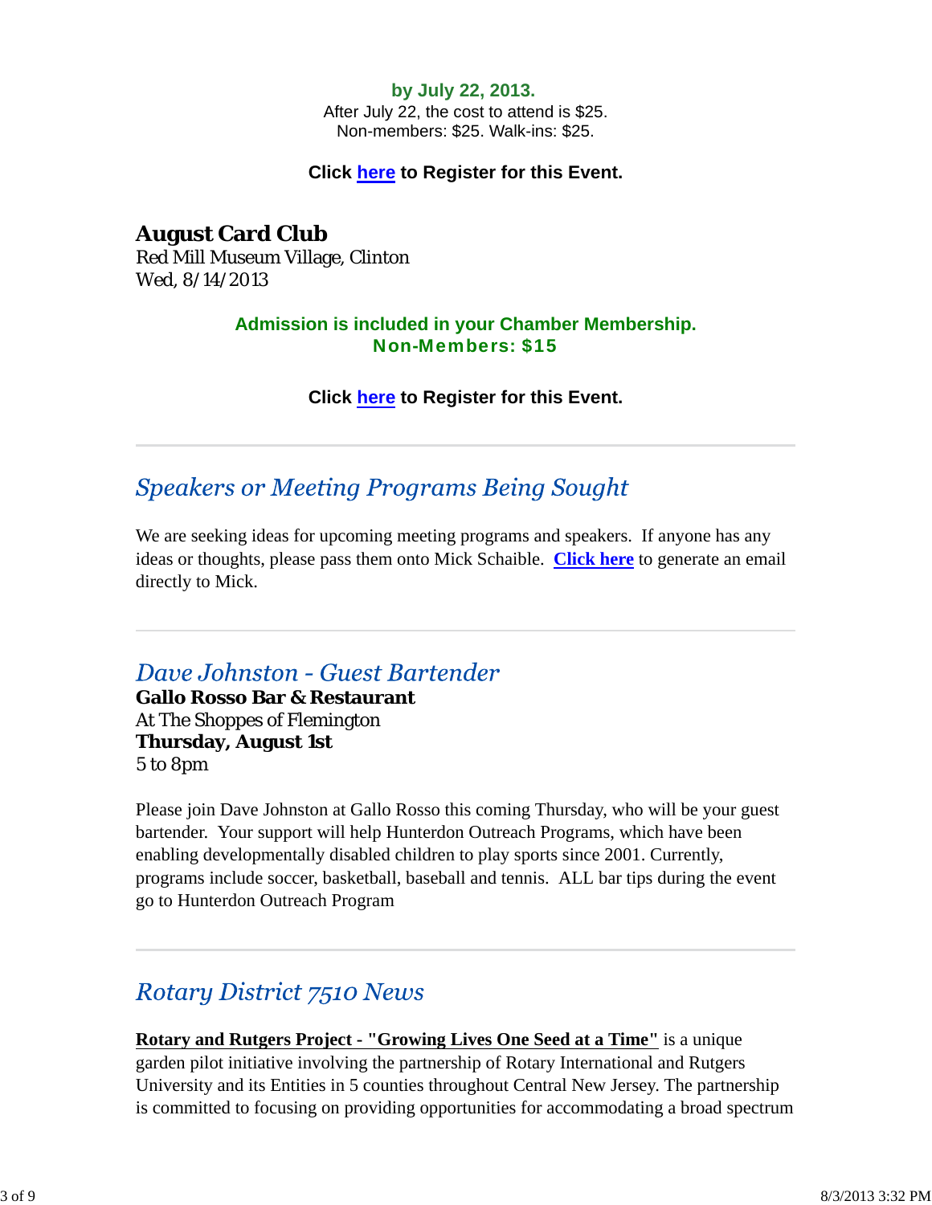**by July 22, 2013.**
After July 22, the cost to attend is $25.
Non-members: $25. Walk-ins: $25.

**Click here to Register for this Event.**

**August Card Club**
Red Mill Museum Village, Clinton
Wed, 8/14/2013

**Admission is included in your Chamber Membership.**
**Non-Members: $15**

**Click here to Register for this Event.**

---

## *Speakers or Meeting Programs Being Sought*

We are seeking ideas for upcoming meeting programs and speakers. If anyone has any ideas or thoughts, please pass them onto Mick Schaible. **Click here** to generate an email directly to Mick.

---

## *Dave Johnston - Guest Bartender*

**Gallo Rosso Bar & Restaurant**
At The Shoppes of Flemington
**Thursday, August 1st**
5 to 8pm

Please join Dave Johnston at Gallo Rosso this coming Thursday, who will be your guest bartender. Your support will help Hunterdon Outreach Programs, which have been enabling developmentally disabled children to play sports since 2001. Currently, programs include soccer, basketball, baseball and tennis. ALL bar tips during the event go to Hunterdon Outreach Program

---

## *Rotary District 7510 News*

**Rotary and Rutgers Project - "Growing Lives One Seed at a Time"** is a unique garden pilot initiative involving the partnership of Rotary International and Rutgers University and its Entities in 5 counties throughout Central New Jersey. The partnership is committed to focusing on providing opportunities for accommodating a broad spectrum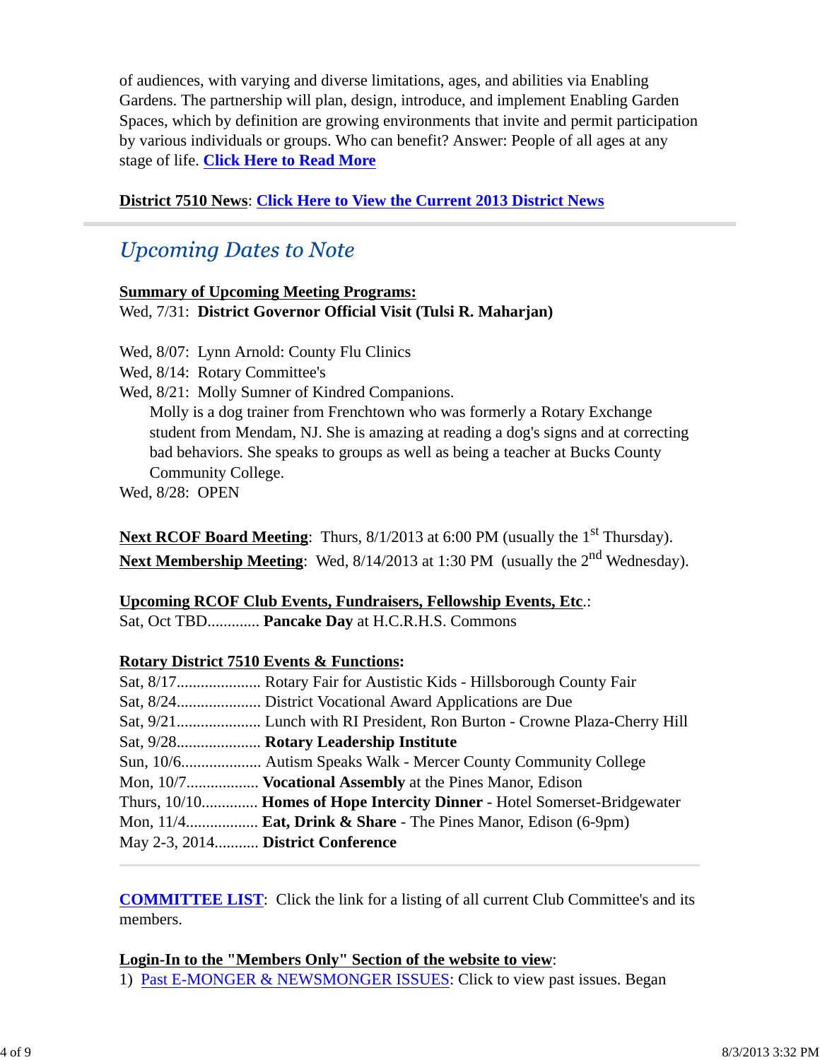of audiences, with varying and diverse limitations, ages, and abilities via Enabling Gardens. The partnership will plan, design, introduce, and implement Enabling Garden Spaces, which by definition are growing environments that invite and permit participation by various individuals or groups. Who can benefit? Answer: People of all ages at any stage of life. **Click Here to Read More**

**District 7510 News**: **Click Here to View the Current 2013 District News**

---

## *Upcoming Dates to Note*

**Summary of Upcoming Meeting Programs:**
Wed, 7/31: **District Governor Official Visit (Tulsi R. Maharjan)**

Wed, 8/07: Lynn Arnold: County Flu Clinics
Wed, 8/14: Rotary Committee's
Wed, 8/21: Molly Sumner of Kindred Companions.
Molly is a dog trainer from Frenchtown who was formerly a Rotary Exchange student from Mendam, NJ. She is amazing at reading a dog's signs and at correcting bad behaviors. She speaks to groups as well as being a teacher at Bucks County Community College.
Wed, 8/28: OPEN

**Next RCOF Board Meeting**: Thurs, 8/1/2013 at 6:00 PM (usually the 1st Thursday).
**Next Membership Meeting**: Wed, 8/14/2013 at 1:30 PM (usually the 2nd Wednesday).

**Upcoming RCOF Club Events, Fundraisers, Fellowship Events, Etc**.:
Sat, Oct TBD............. **Pancake Day** at H.C.R.H.S. Commons

**Rotary District 7510 Events & Functions:**
Sat, 8/17..................... Rotary Fair for Austistic Kids - Hillsborough County Fair
Sat, 8/24..................... District Vocational Award Applications are Due
Sat, 9/21..................... Lunch with RI President, Ron Burton - Crowne Plaza-Cherry Hill
Sat, 9/28..................... **Rotary Leadership Institute**
Sun, 10/6.................... Autism Speaks Walk - Mercer County Community College
Mon, 10/7.................. **Vocational Assembly** at the Pines Manor, Edison
Thurs, 10/10.............. **Homes of Hope Intercity Dinner** - Hotel Somerset-Bridgewater
Mon, 11/4.................. **Eat, Drink & Share** - The Pines Manor, Edison (6-9pm)
May 2-3, 2014........... **District Conference**

---

**COMMITTEE LIST**: Click the link for a listing of all current Club Committee's and its members.

**Login-In to the "Members Only" Section of the website to view**:
1) Past E-MONGER & NEWSMONGER ISSUES: Click to view past issues. Began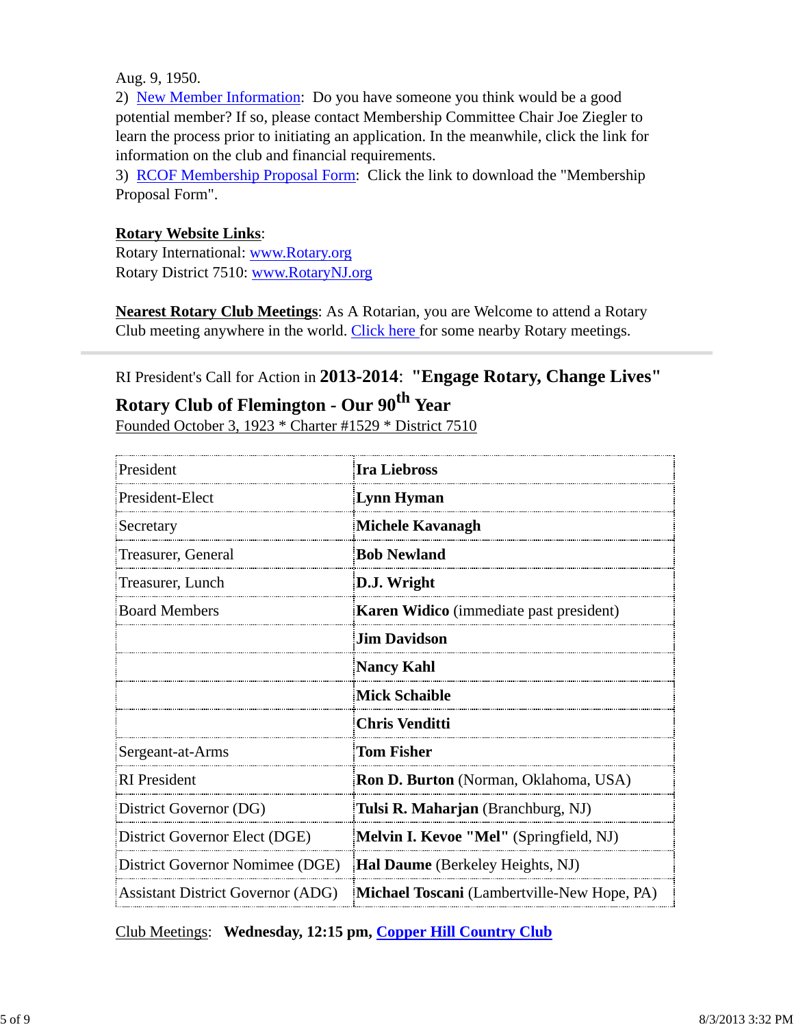Aug. 9, 1950.

2) New Member Information: Do you have someone you think would be a good potential member? If so, please contact Membership Committee Chair Joe Ziegler to learn the process prior to initiating an application. In the meanwhile, click the link for information on the club and financial requirements.

3) RCOF Membership Proposal Form: Click the link to download the "Membership Proposal Form".

**Rotary Website Links**:
Rotary International: www.Rotary.org
Rotary District 7510: www.RotaryNJ.org

**Nearest Rotary Club Meetings**: As A Rotarian, you are Welcome to attend a Rotary Club meeting anywhere in the world. Click here for some nearby Rotary meetings.

---

RI President's Call for Action in **2013-2014**: **"Engage Rotary, Change Lives"**

**Rotary Club of Flemington - Our 90th Year**

Founded October 3, 1923 * Charter #1529 * District 7510

| | |
|---|---|
| President | **Ira Liebross** |
| President-Elect | **Lynn Hyman** |
| Secretary | **Michele Kavanagh** |
| Treasurer, General | **Bob Newland** |
| Treasurer, Lunch | **D.J. Wright** |
| Board Members | **Karen Widico** (immediate past president) |
| | **Jim Davidson** |
| | **Nancy Kahl** |
| | **Mick Schaible** |
| | **Chris Venditti** |
| Sergeant-at-Arms | **Tom Fisher** |
| RI President | **Ron D. Burton** (Norman, Oklahoma, USA) |
| District Governor (DG) | **Tulsi R. Maharjan** (Branchburg, NJ) |
| District Governor Elect (DGE) | **Melvin I. Kevoe "Mel"** (Springfield, NJ) |
| District Governor Nomimee (DGE) | **Hal Daume** (Berkeley Heights, NJ) |
| Assistant District Governor (ADG) | **Michael Toscani** (Lambertville-New Hope, PA) |

Club Meetings: **Wednesday, 12:15 pm, Copper Hill Country Club**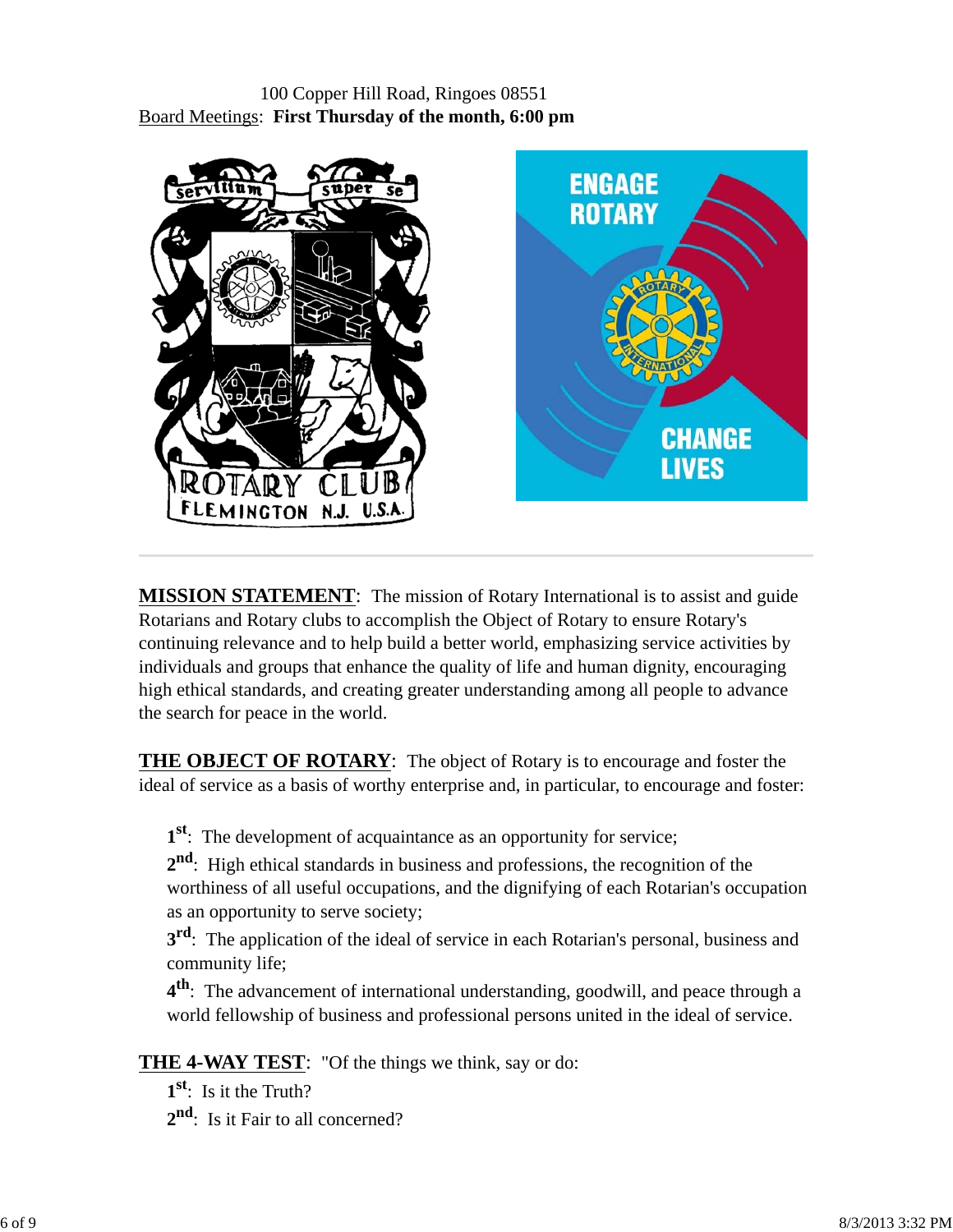100 Copper Hill Road, Ringoes 08551
Board Meetings: **First Thursday of the month, 6:00 pm**

---

**MISSION STATEMENT**: The mission of Rotary International is to assist and guide Rotarians and Rotary clubs to accomplish the Object of Rotary to ensure Rotary's continuing relevance and to help build a better world, emphasizing service activities by individuals and groups that enhance the quality of life and human dignity, encouraging high ethical standards, and creating greater understanding among all people to advance the search for peace in the world.

**THE OBJECT OF ROTARY**: The object of Rotary is to encourage and foster the ideal of service as a basis of worthy enterprise and, in particular, to encourage and foster:

**1st**: The development of acquaintance as an opportunity for service;
**2nd**: High ethical standards in business and professions, the recognition of the worthiness of all useful occupations, and the dignifying of each Rotarian's occupation as an opportunity to serve society;
**3rd**: The application of the ideal of service in each Rotarian's personal, business and community life;
**4th**: The advancement of international understanding, goodwill, and peace through a world fellowship of business and professional persons united in the ideal of service.

**THE 4-WAY TEST**: "Of the things we think, say or do:

**1st**: Is it the Truth?
**2nd**: Is it Fair to all concerned?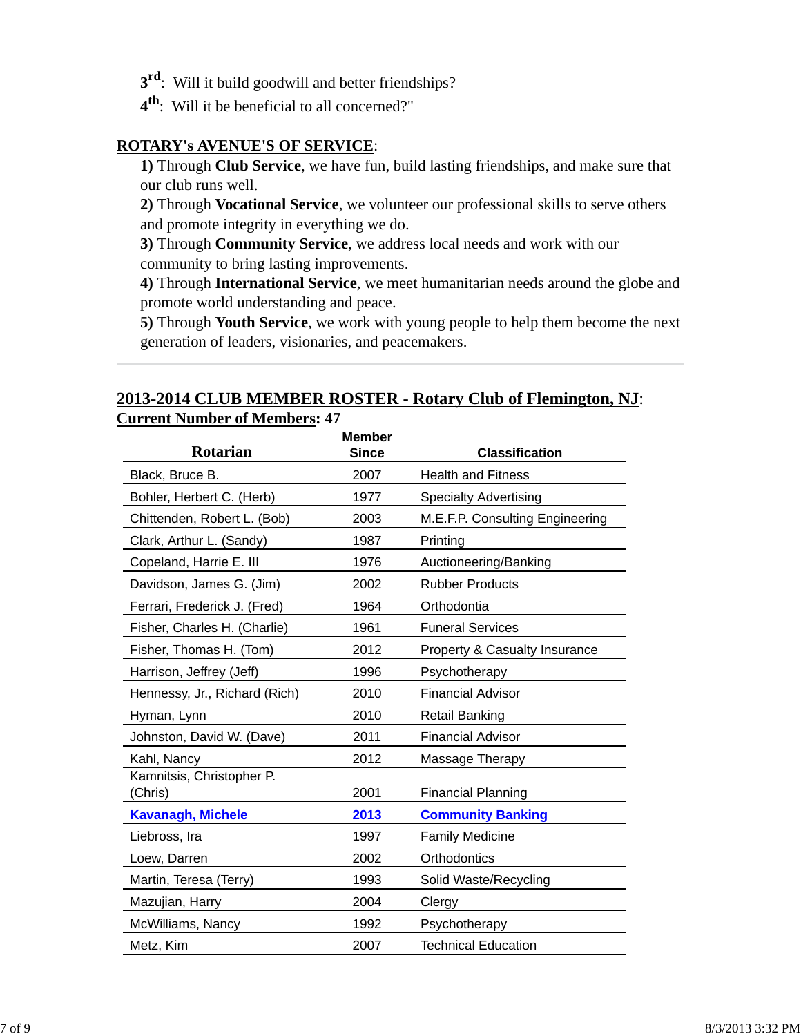3rd: Will it build goodwill and better friendships?
4th: Will it be beneficial to all concerned?"

**ROTARY's AVENUE'S OF SERVICE**:

**1)** Through **Club Service**, we have fun, build lasting friendships, and make sure that our club runs well.
**2)** Through **Vocational Service**, we volunteer our professional skills to serve others and promote integrity in everything we do.
**3)** Through **Community Service**, we address local needs and work with our community to bring lasting improvements.
**4)** Through **International Service**, we meet humanitarian needs around the globe and promote world understanding and peace.
**5)** Through **Youth Service**, we work with young people to help them become the next generation of leaders, visionaries, and peacemakers.

---

## 2013-2014 CLUB MEMBER ROSTER - Rotary Club of Flemington, NJ:

**Current Number of Members: 47**

| Rotarian | Member Since | Classification |
|---|---|---|
| Black, Bruce B. | 2007 | Health and Fitness |
| Bohler, Herbert C. (Herb) | 1977 | Specialty Advertising |
| Chittenden, Robert L. (Bob) | 2003 | M.E.F.P. Consulting Engineering |
| Clark, Arthur L. (Sandy) | 1987 | Printing |
| Copeland, Harrie E. III | 1976 | Auctioneering/Banking |
| Davidson, James G. (Jim) | 2002 | Rubber Products |
| Ferrari, Frederick J. (Fred) | 1964 | Orthodontia |
| Fisher, Charles H. (Charlie) | 1961 | Funeral Services |
| Fisher, Thomas H. (Tom) | 2012 | Property & Casualty Insurance |
| Harrison, Jeffrey (Jeff) | 1996 | Psychotherapy |
| Hennessy, Jr., Richard (Rich) | 2010 | Financial Advisor |
| Hyman, Lynn | 2010 | Retail Banking |
| Johnston, David W. (Dave) | 2011 | Financial Advisor |
| Kahl, Nancy | 2012 | Massage Therapy |
| Kamnitsis, Christopher P. (Chris) | 2001 | Financial Planning |
| **Kavanagh, Michele** | **2013** | **Community Banking** |
| Liebross, Ira | 1997 | Family Medicine |
| Loew, Darren | 2002 | Orthodontics |
| Martin, Teresa (Terry) | 1993 | Solid Waste/Recycling |
| Mazujian, Harry | 2004 | Clergy |
| McWilliams, Nancy | 1992 | Psychotherapy |
| Metz, Kim | 2007 | Technical Education |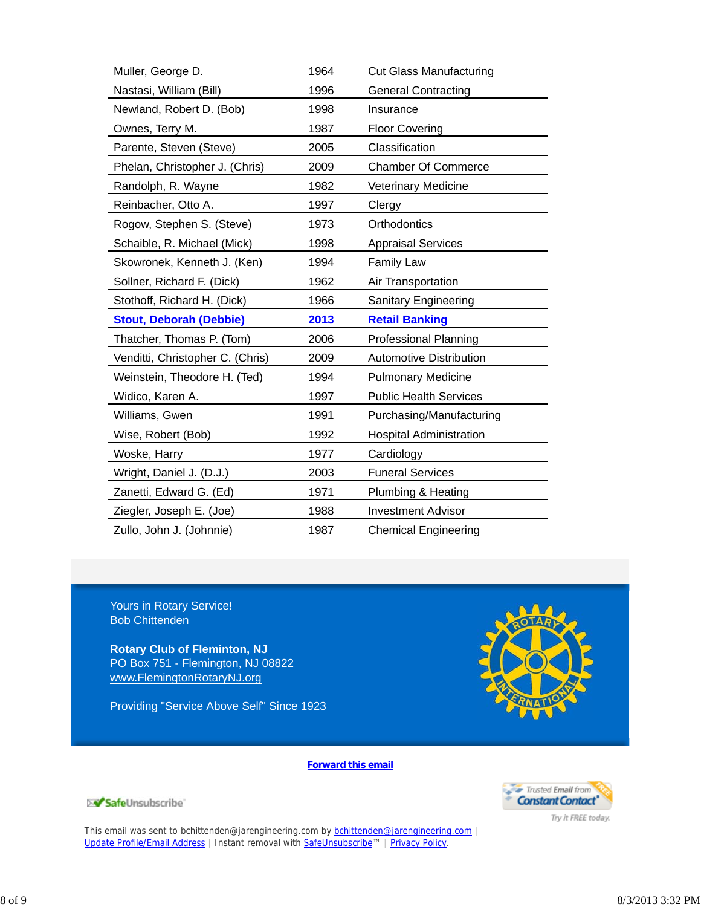| | | |
|---|---|---|
| Muller, George D. | 1964 | Cut Glass Manufacturing |
| Nastasi, William (Bill) | 1996 | General Contracting |
| Newland, Robert D. (Bob) | 1998 | Insurance |
| Ownes, Terry M. | 1987 | Floor Covering |
| Parente, Steven (Steve) | 2005 | Classification |
| Phelan, Christopher J. (Chris) | 2009 | Chamber Of Commerce |
| Randolph, R. Wayne | 1982 | Veterinary Medicine |
| Reinbacher, Otto A. | 1997 | Clergy |
| Rogow, Stephen S. (Steve) | 1973 | Orthodontics |
| Schaible, R. Michael (Mick) | 1998 | Appraisal Services |
| Skowronek, Kenneth J. (Ken) | 1994 | Family Law |
| Sollner, Richard F. (Dick) | 1962 | Air Transportation |
| Stothoff, Richard H. (Dick) | 1966 | Sanitary Engineering |
| **Stout, Deborah (Debbie)** | **2013** | **Retail Banking** |
| Thatcher, Thomas P. (Tom) | 2006 | Professional Planning |
| Venditti, Christopher C. (Chris) | 2009 | Automotive Distribution |
| Weinstein, Theodore H. (Ted) | 1994 | Pulmonary Medicine |
| Widico, Karen A. | 1997 | Public Health Services |
| Williams, Gwen | 1991 | Purchasing/Manufacturing |
| Wise, Robert (Bob) | 1992 | Hospital Administration |
| Woske, Harry | 1977 | Cardiology |
| Wright, Daniel J. (D.J.) | 2003 | Funeral Services |
| Zanetti, Edward G. (Ed) | 1971 | Plumbing & Heating |
| Ziegler, Joseph E. (Joe) | 1988 | Investment Advisor |
| Zullo, John J. (Johnnie) | 1987 | Chemical Engineering |

Yours in Rotary Service!
Bob Chittenden

**Rotary Club of Fleminton, NJ**
PO Box 751 - Flemington, NJ 08822
www.FlemingtonRotaryNJ.org

Providing "Service Above Self" Since 1923

**Forward this email**

SafeUnsubscribe

Trusted Email from Constant Contact
Try it FREE today.

This email was sent to bchittenden@jarengineering.com by bchittenden@jarengineering.com | Update Profile/Email Address | Instant removal with SafeUnsubscribe™ | Privacy Policy.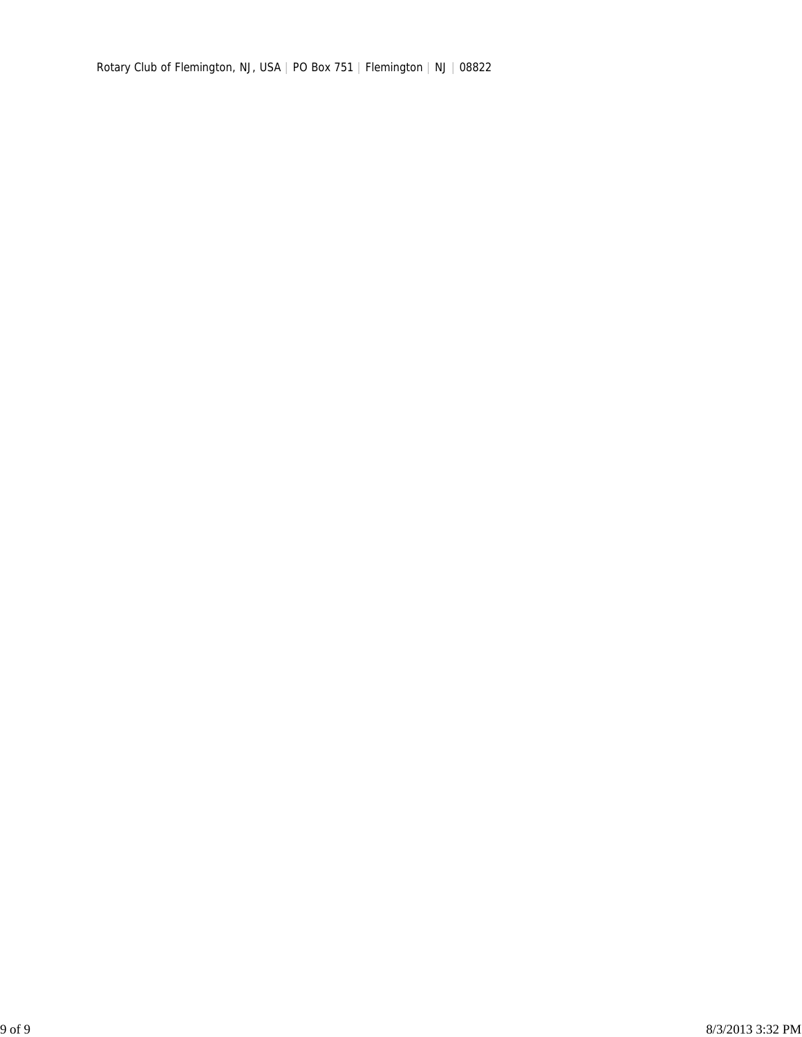Rotary Club of Flemington, NJ, USA | PO Box 751 | Flemington | NJ | 08822